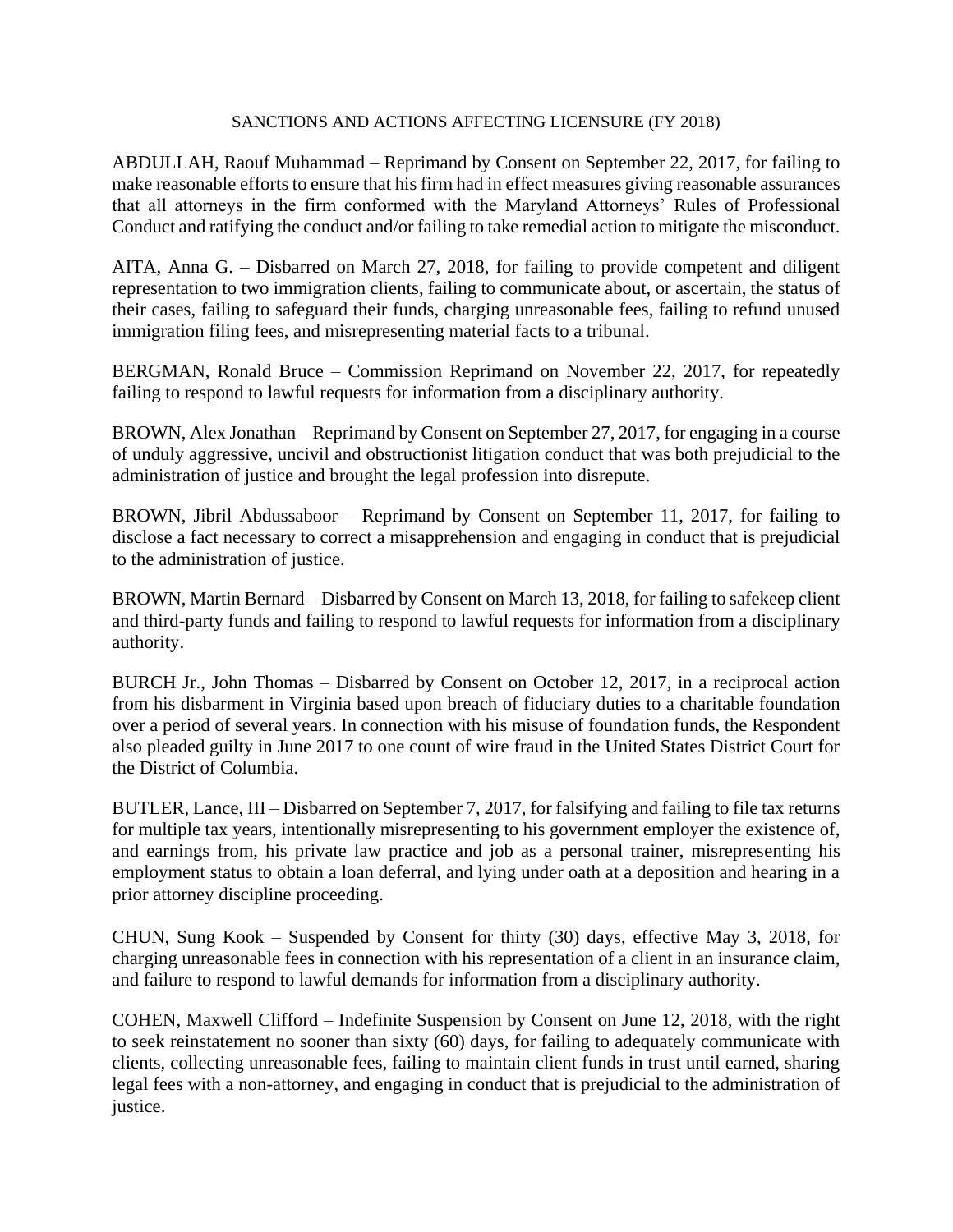# SANCTIONS AND ACTIONS AFFECTING LICENSURE (FY 2018)

ABDULLAH, Raouf Muhammad – Reprimand by Consent on September 22, 2017, for failing to make reasonable efforts to ensure that his firm had in effect measures giving reasonable assurances that all attorneys in the firm conformed with the Maryland Attorneys' Rules of Professional Conduct and ratifying the conduct and/or failing to take remedial action to mitigate the misconduct.

AITA, Anna G. – Disbarred on March 27, 2018, for failing to provide competent and diligent representation to two immigration clients, failing to communicate about, or ascertain, the status of their cases, failing to safeguard their funds, charging unreasonable fees, failing to refund unused immigration filing fees, and misrepresenting material facts to a tribunal.

BERGMAN, Ronald Bruce – Commission Reprimand on November 22, 2017, for repeatedly failing to respond to lawful requests for information from a disciplinary authority.

BROWN, Alex Jonathan – Reprimand by Consent on September 27, 2017, for engaging in a course of unduly aggressive, uncivil and obstructionist litigation conduct that was both prejudicial to the administration of justice and brought the legal profession into disrepute.

BROWN, Jibril Abdussaboor – Reprimand by Consent on September 11, 2017, for failing to disclose a fact necessary to correct a misapprehension and engaging in conduct that is prejudicial to the administration of justice.

BROWN, Martin Bernard – Disbarred by Consent on March 13, 2018, for failing to safekeep client and third-party funds and failing to respond to lawful requests for information from a disciplinary authority.

BURCH Jr., John Thomas – Disbarred by Consent on October 12, 2017, in a reciprocal action from his disbarment in Virginia based upon breach of fiduciary duties to a charitable foundation over a period of several years. In connection with his misuse of foundation funds, the Respondent also pleaded guilty in June 2017 to one count of wire fraud in the United States District Court for the District of Columbia.

BUTLER, Lance, III – Disbarred on September 7, 2017, for falsifying and failing to file tax returns for multiple tax years, intentionally misrepresenting to his government employer the existence of, and earnings from, his private law practice and job as a personal trainer, misrepresenting his employment status to obtain a loan deferral, and lying under oath at a deposition and hearing in a prior attorney discipline proceeding.

CHUN, Sung Kook – Suspended by Consent for thirty (30) days, effective May 3, 2018, for charging unreasonable fees in connection with his representation of a client in an insurance claim, and failure to respond to lawful demands for information from a disciplinary authority.

COHEN, Maxwell Clifford – Indefinite Suspension by Consent on June 12, 2018, with the right to seek reinstatement no sooner than sixty (60) days, for failing to adequately communicate with clients, collecting unreasonable fees, failing to maintain client funds in trust until earned, sharing legal fees with a non-attorney, and engaging in conduct that is prejudicial to the administration of justice.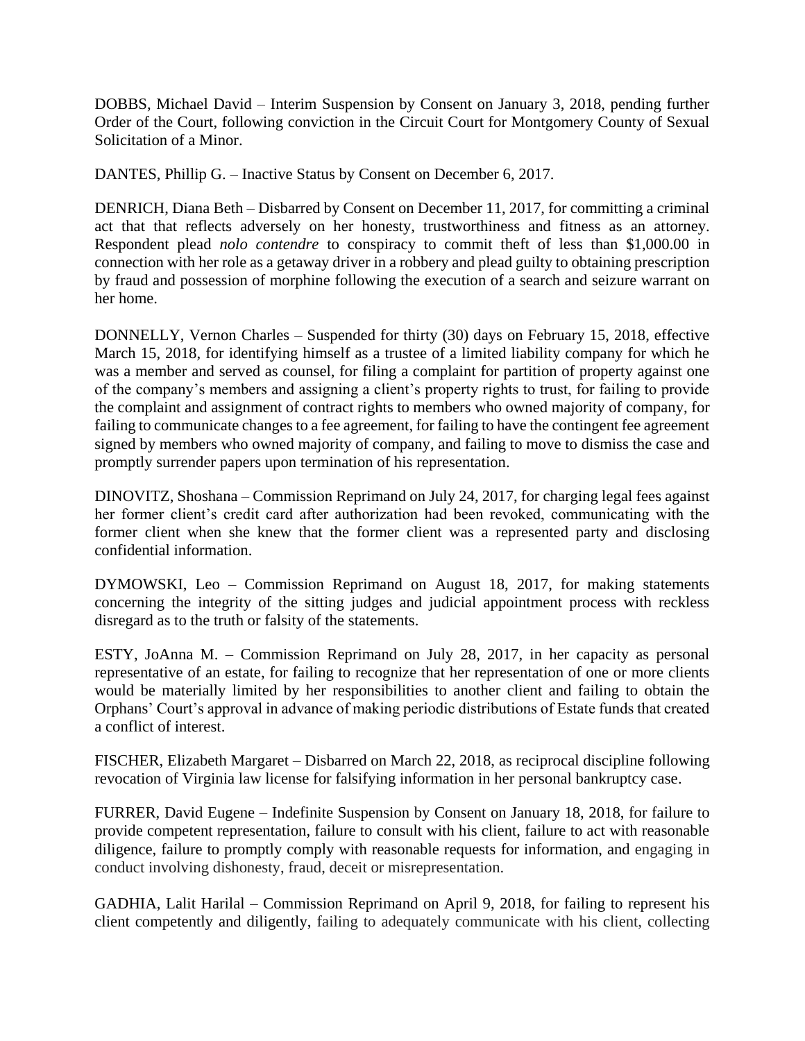DOBBS, Michael David – Interim Suspension by Consent on January 3, 2018, pending further Order of the Court, following conviction in the Circuit Court for Montgomery County of Sexual Solicitation of a Minor.

DANTES, Phillip G. – Inactive Status by Consent on December 6, 2017.

DENRICH, Diana Beth – Disbarred by Consent on December 11, 2017, for committing a criminal act that that reflects adversely on her honesty, trustworthiness and fitness as an attorney. Respondent plead *nolo contendre* to conspiracy to commit theft of less than $1,000.00 in connection with her role as a getaway driver in a robbery and plead guilty to obtaining prescription by fraud and possession of morphine following the execution of a search and seizure warrant on her home.

DONNELLY, Vernon Charles – Suspended for thirty (30) days on February 15, 2018, effective March 15, 2018, for identifying himself as a trustee of a limited liability company for which he was a member and served as counsel, for filing a complaint for partition of property against one of the company's members and assigning a client's property rights to trust, for failing to provide the complaint and assignment of contract rights to members who owned majority of company, for failing to communicate changes to a fee agreement, for failing to have the contingent fee agreement signed by members who owned majority of company, and failing to move to dismiss the case and promptly surrender papers upon termination of his representation.

DINOVITZ, Shoshana – Commission Reprimand on July 24, 2017, for charging legal fees against her former client's credit card after authorization had been revoked, communicating with the former client when she knew that the former client was a represented party and disclosing confidential information.

DYMOWSKI, Leo – Commission Reprimand on August 18, 2017, for making statements concerning the integrity of the sitting judges and judicial appointment process with reckless disregard as to the truth or falsity of the statements.

ESTY, JoAnna M. – Commission Reprimand on July 28, 2017, in her capacity as personal representative of an estate, for failing to recognize that her representation of one or more clients would be materially limited by her responsibilities to another client and failing to obtain the Orphans' Court's approval in advance of making periodic distributions of Estate funds that created a conflict of interest.

FISCHER, Elizabeth Margaret – Disbarred on March 22, 2018, as reciprocal discipline following revocation of Virginia law license for falsifying information in her personal bankruptcy case.

FURRER, David Eugene – Indefinite Suspension by Consent on January 18, 2018, for failure to provide competent representation, failure to consult with his client, failure to act with reasonable diligence, failure to promptly comply with reasonable requests for information, and engaging in conduct involving dishonesty, fraud, deceit or misrepresentation.

GADHIA, Lalit Harilal – Commission Reprimand on April 9, 2018, for failing to represent his client competently and diligently, failing to adequately communicate with his client, collecting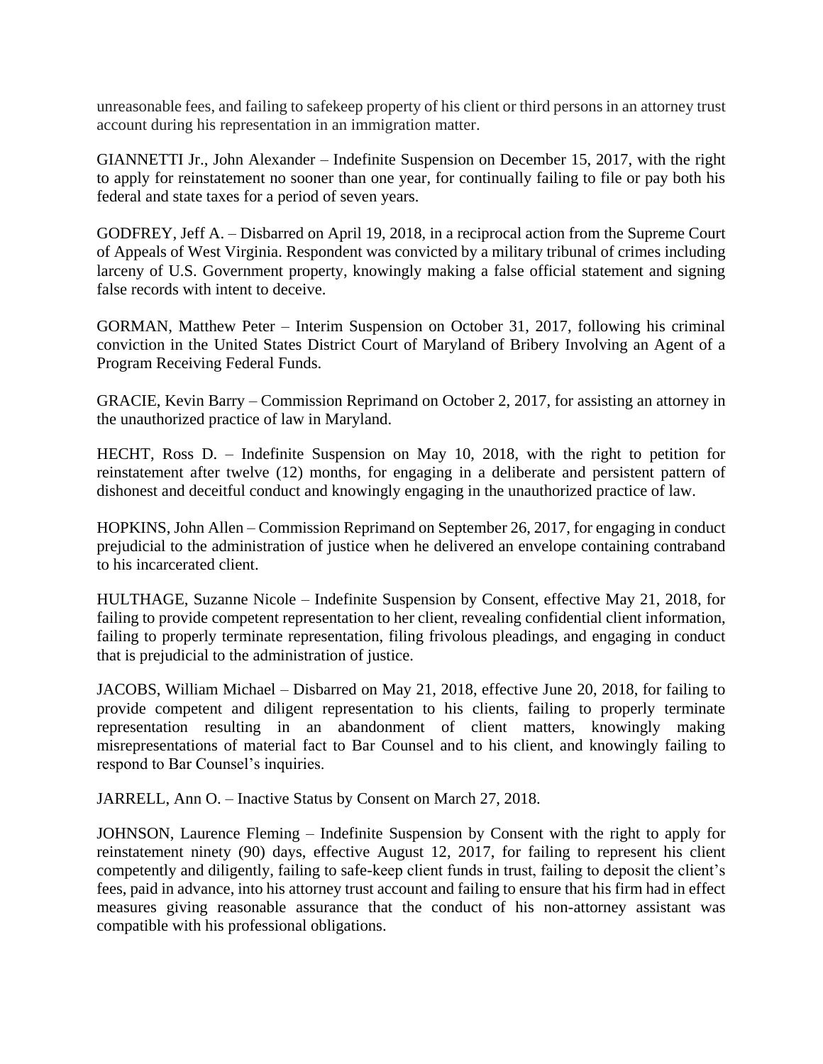unreasonable fees, and failing to safekeep property of his client or third persons in an attorney trust account during his representation in an immigration matter.

GIANNETTI Jr., John Alexander – Indefinite Suspension on December 15, 2017, with the right to apply for reinstatement no sooner than one year, for continually failing to file or pay both his federal and state taxes for a period of seven years.

GODFREY, Jeff A. – Disbarred on April 19, 2018, in a reciprocal action from the Supreme Court of Appeals of West Virginia. Respondent was convicted by a military tribunal of crimes including larceny of U.S. Government property, knowingly making a false official statement and signing false records with intent to deceive.

GORMAN, Matthew Peter – Interim Suspension on October 31, 2017, following his criminal conviction in the United States District Court of Maryland of Bribery Involving an Agent of a Program Receiving Federal Funds.

GRACIE, Kevin Barry – Commission Reprimand on October 2, 2017, for assisting an attorney in the unauthorized practice of law in Maryland.

HECHT, Ross D. – Indefinite Suspension on May 10, 2018, with the right to petition for reinstatement after twelve (12) months, for engaging in a deliberate and persistent pattern of dishonest and deceitful conduct and knowingly engaging in the unauthorized practice of law.

HOPKINS, John Allen – Commission Reprimand on September 26, 2017, for engaging in conduct prejudicial to the administration of justice when he delivered an envelope containing contraband to his incarcerated client.

HULTHAGE, Suzanne Nicole – Indefinite Suspension by Consent, effective May 21, 2018, for failing to provide competent representation to her client, revealing confidential client information, failing to properly terminate representation, filing frivolous pleadings, and engaging in conduct that is prejudicial to the administration of justice.

JACOBS, William Michael – Disbarred on May 21, 2018, effective June 20, 2018, for failing to provide competent and diligent representation to his clients, failing to properly terminate representation resulting in an abandonment of client matters, knowingly making misrepresentations of material fact to Bar Counsel and to his client, and knowingly failing to respond to Bar Counsel's inquiries.

JARRELL, Ann O. – Inactive Status by Consent on March 27, 2018.

JOHNSON, Laurence Fleming – Indefinite Suspension by Consent with the right to apply for reinstatement ninety (90) days, effective August 12, 2017, for failing to represent his client competently and diligently, failing to safe-keep client funds in trust, failing to deposit the client's fees, paid in advance, into his attorney trust account and failing to ensure that his firm had in effect measures giving reasonable assurance that the conduct of his non-attorney assistant was compatible with his professional obligations.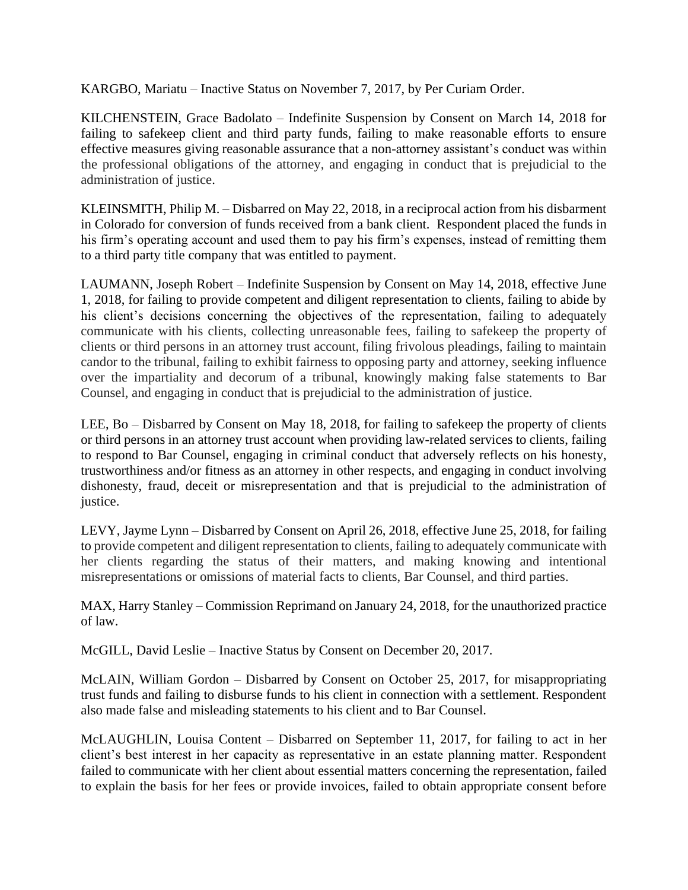KARGBO, Mariatu – Inactive Status on November 7, 2017, by Per Curiam Order.

KILCHENSTEIN, Grace Badolato – Indefinite Suspension by Consent on March 14, 2018 for failing to safekeep client and third party funds, failing to make reasonable efforts to ensure effective measures giving reasonable assurance that a non-attorney assistant's conduct was within the professional obligations of the attorney, and engaging in conduct that is prejudicial to the administration of justice.

KLEINSMITH, Philip M. – Disbarred on May 22, 2018, in a reciprocal action from his disbarment in Colorado for conversion of funds received from a bank client. Respondent placed the funds in his firm's operating account and used them to pay his firm's expenses, instead of remitting them to a third party title company that was entitled to payment.

LAUMANN, Joseph Robert – Indefinite Suspension by Consent on May 14, 2018, effective June 1, 2018, for failing to provide competent and diligent representation to clients, failing to abide by his client's decisions concerning the objectives of the representation, failing to adequately communicate with his clients, collecting unreasonable fees, failing to safekeep the property of clients or third persons in an attorney trust account, filing frivolous pleadings, failing to maintain candor to the tribunal, failing to exhibit fairness to opposing party and attorney, seeking influence over the impartiality and decorum of a tribunal, knowingly making false statements to Bar Counsel, and engaging in conduct that is prejudicial to the administration of justice.

LEE, Bo – Disbarred by Consent on May 18, 2018, for failing to safekeep the property of clients or third persons in an attorney trust account when providing law-related services to clients, failing to respond to Bar Counsel, engaging in criminal conduct that adversely reflects on his honesty, trustworthiness and/or fitness as an attorney in other respects, and engaging in conduct involving dishonesty, fraud, deceit or misrepresentation and that is prejudicial to the administration of justice.

LEVY, Jayme Lynn – Disbarred by Consent on April 26, 2018, effective June 25, 2018, for failing to provide competent and diligent representation to clients, failing to adequately communicate with her clients regarding the status of their matters, and making knowing and intentional misrepresentations or omissions of material facts to clients, Bar Counsel, and third parties.

MAX, Harry Stanley – Commission Reprimand on January 24, 2018, for the unauthorized practice of law.

McGILL, David Leslie – Inactive Status by Consent on December 20, 2017.

McLAIN, William Gordon – Disbarred by Consent on October 25, 2017, for misappropriating trust funds and failing to disburse funds to his client in connection with a settlement. Respondent also made false and misleading statements to his client and to Bar Counsel.

McLAUGHLIN, Louisa Content – Disbarred on September 11, 2017, for failing to act in her client's best interest in her capacity as representative in an estate planning matter. Respondent failed to communicate with her client about essential matters concerning the representation, failed to explain the basis for her fees or provide invoices, failed to obtain appropriate consent before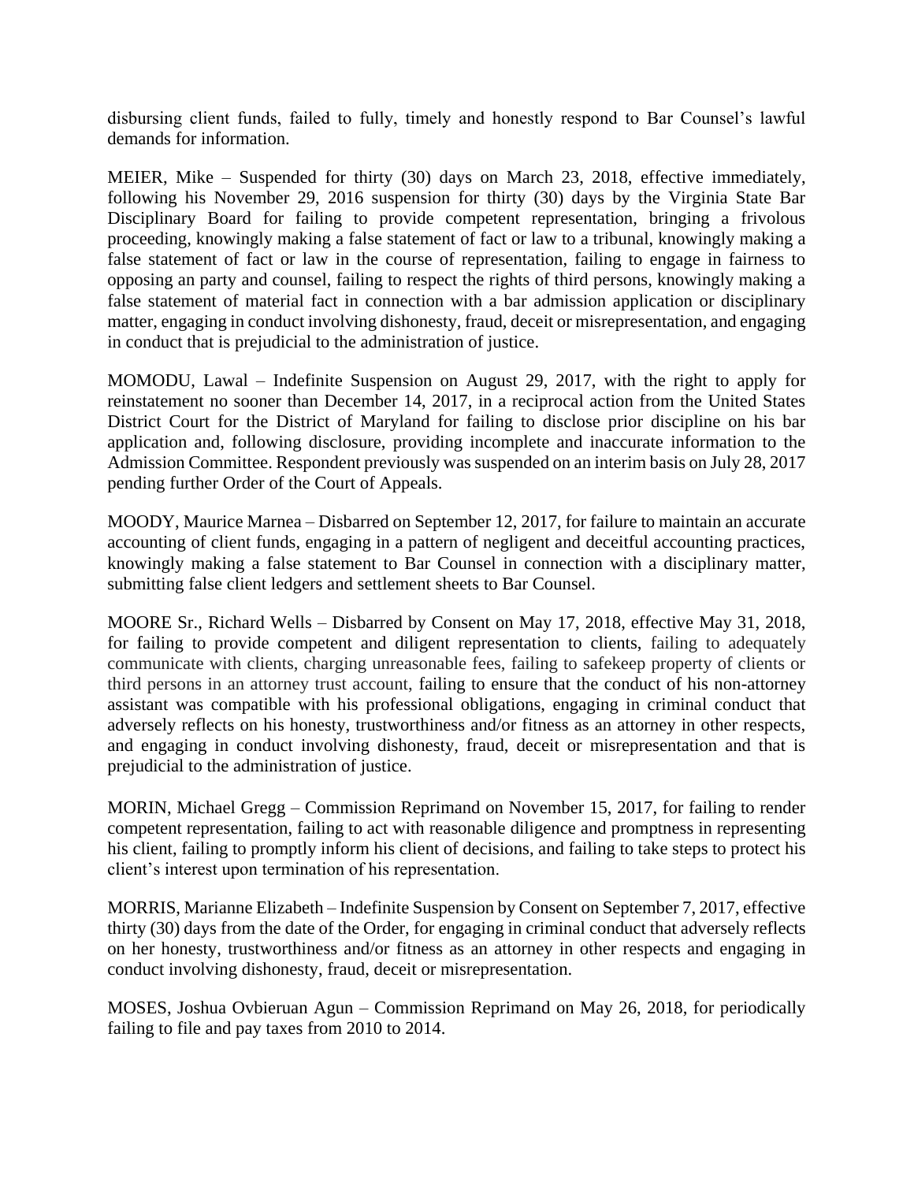disbursing client funds, failed to fully, timely and honestly respond to Bar Counsel's lawful demands for information.

MEIER, Mike – Suspended for thirty (30) days on March 23, 2018, effective immediately, following his November 29, 2016 suspension for thirty (30) days by the Virginia State Bar Disciplinary Board for failing to provide competent representation, bringing a frivolous proceeding, knowingly making a false statement of fact or law to a tribunal, knowingly making a false statement of fact or law in the course of representation, failing to engage in fairness to opposing an party and counsel, failing to respect the rights of third persons, knowingly making a false statement of material fact in connection with a bar admission application or disciplinary matter, engaging in conduct involving dishonesty, fraud, deceit or misrepresentation, and engaging in conduct that is prejudicial to the administration of justice.

MOMODU, Lawal – Indefinite Suspension on August 29, 2017, with the right to apply for reinstatement no sooner than December 14, 2017, in a reciprocal action from the United States District Court for the District of Maryland for failing to disclose prior discipline on his bar application and, following disclosure, providing incomplete and inaccurate information to the Admission Committee. Respondent previously was suspended on an interim basis on July 28, 2017 pending further Order of the Court of Appeals.

MOODY, Maurice Marnea – Disbarred on September 12, 2017, for failure to maintain an accurate accounting of client funds, engaging in a pattern of negligent and deceitful accounting practices, knowingly making a false statement to Bar Counsel in connection with a disciplinary matter, submitting false client ledgers and settlement sheets to Bar Counsel.

MOORE Sr., Richard Wells – Disbarred by Consent on May 17, 2018, effective May 31, 2018, for failing to provide competent and diligent representation to clients, failing to adequately communicate with clients, charging unreasonable fees, failing to safekeep property of clients or third persons in an attorney trust account, failing to ensure that the conduct of his non-attorney assistant was compatible with his professional obligations, engaging in criminal conduct that adversely reflects on his honesty, trustworthiness and/or fitness as an attorney in other respects, and engaging in conduct involving dishonesty, fraud, deceit or misrepresentation and that is prejudicial to the administration of justice.

MORIN, Michael Gregg – Commission Reprimand on November 15, 2017, for failing to render competent representation, failing to act with reasonable diligence and promptness in representing his client, failing to promptly inform his client of decisions, and failing to take steps to protect his client's interest upon termination of his representation.

MORRIS, Marianne Elizabeth – Indefinite Suspension by Consent on September 7, 2017, effective thirty (30) days from the date of the Order, for engaging in criminal conduct that adversely reflects on her honesty, trustworthiness and/or fitness as an attorney in other respects and engaging in conduct involving dishonesty, fraud, deceit or misrepresentation.

MOSES, Joshua Ovbieruan Agun – Commission Reprimand on May 26, 2018, for periodically failing to file and pay taxes from 2010 to 2014.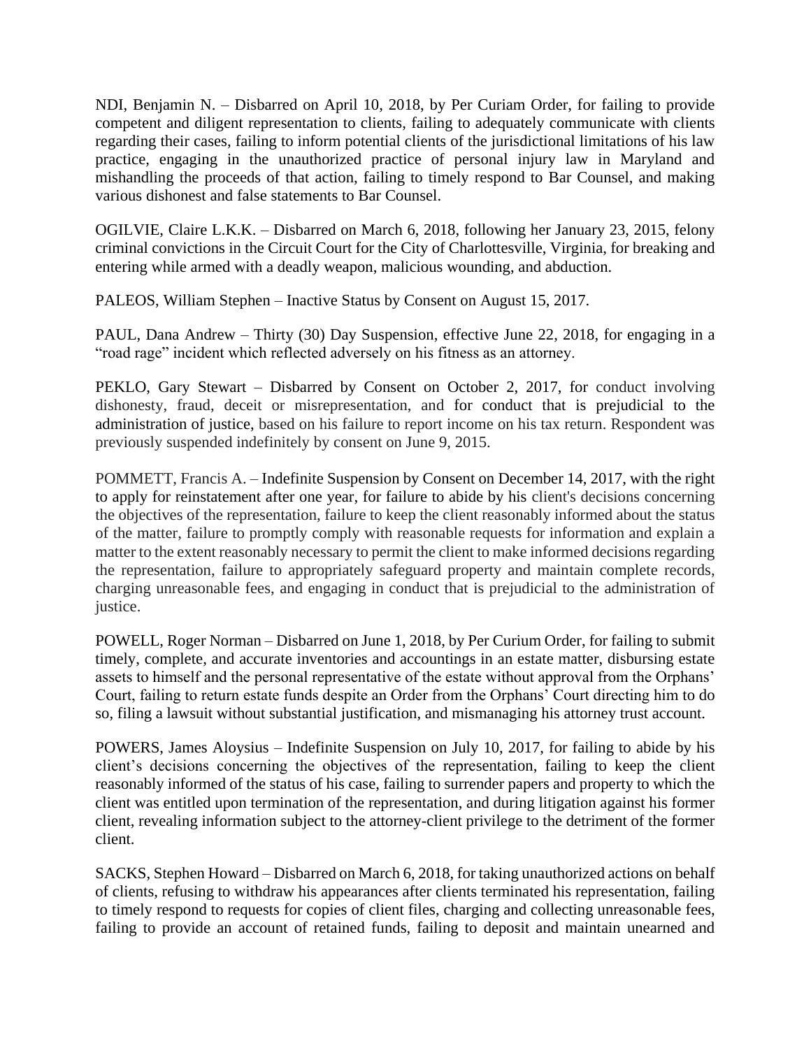NDI, Benjamin N. – Disbarred on April 10, 2018, by Per Curiam Order, for failing to provide competent and diligent representation to clients, failing to adequately communicate with clients regarding their cases, failing to inform potential clients of the jurisdictional limitations of his law practice, engaging in the unauthorized practice of personal injury law in Maryland and mishandling the proceeds of that action, failing to timely respond to Bar Counsel, and making various dishonest and false statements to Bar Counsel.

OGILVIE, Claire L.K.K. – Disbarred on March 6, 2018, following her January 23, 2015, felony criminal convictions in the Circuit Court for the City of Charlottesville, Virginia, for breaking and entering while armed with a deadly weapon, malicious wounding, and abduction.

PALEOS, William Stephen – Inactive Status by Consent on August 15, 2017.

PAUL, Dana Andrew – Thirty (30) Day Suspension, effective June 22, 2018, for engaging in a "road rage" incident which reflected adversely on his fitness as an attorney.

PEKLO, Gary Stewart – Disbarred by Consent on October 2, 2017, for conduct involving dishonesty, fraud, deceit or misrepresentation, and for conduct that is prejudicial to the administration of justice, based on his failure to report income on his tax return. Respondent was previously suspended indefinitely by consent on June 9, 2015.

POMMETT, Francis A. – Indefinite Suspension by Consent on December 14, 2017, with the right to apply for reinstatement after one year, for failure to abide by his client's decisions concerning the objectives of the representation, failure to keep the client reasonably informed about the status of the matter, failure to promptly comply with reasonable requests for information and explain a matter to the extent reasonably necessary to permit the client to make informed decisions regarding the representation, failure to appropriately safeguard property and maintain complete records, charging unreasonable fees, and engaging in conduct that is prejudicial to the administration of justice.

POWELL, Roger Norman – Disbarred on June 1, 2018, by Per Curium Order, for failing to submit timely, complete, and accurate inventories and accountings in an estate matter, disbursing estate assets to himself and the personal representative of the estate without approval from the Orphans' Court, failing to return estate funds despite an Order from the Orphans' Court directing him to do so, filing a lawsuit without substantial justification, and mismanaging his attorney trust account.

POWERS, James Aloysius – Indefinite Suspension on July 10, 2017, for failing to abide by his client's decisions concerning the objectives of the representation, failing to keep the client reasonably informed of the status of his case, failing to surrender papers and property to which the client was entitled upon termination of the representation, and during litigation against his former client, revealing information subject to the attorney-client privilege to the detriment of the former client.

SACKS, Stephen Howard – Disbarred on March 6, 2018, for taking unauthorized actions on behalf of clients, refusing to withdraw his appearances after clients terminated his representation, failing to timely respond to requests for copies of client files, charging and collecting unreasonable fees, failing to provide an account of retained funds, failing to deposit and maintain unearned and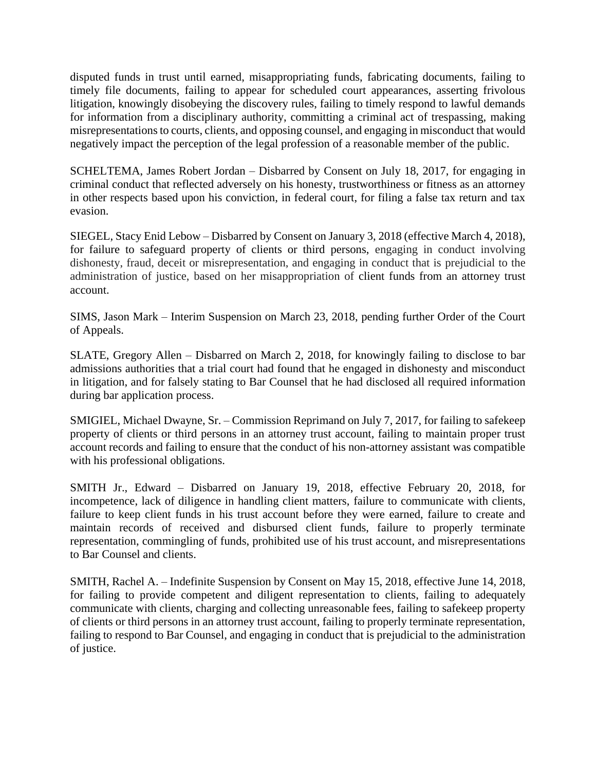disputed funds in trust until earned, misappropriating funds, fabricating documents, failing to timely file documents, failing to appear for scheduled court appearances, asserting frivolous litigation, knowingly disobeying the discovery rules, failing to timely respond to lawful demands for information from a disciplinary authority, committing a criminal act of trespassing, making misrepresentations to courts, clients, and opposing counsel, and engaging in misconduct that would negatively impact the perception of the legal profession of a reasonable member of the public.

SCHELTEMA, James Robert Jordan – Disbarred by Consent on July 18, 2017, for engaging in criminal conduct that reflected adversely on his honesty, trustworthiness or fitness as an attorney in other respects based upon his conviction, in federal court, for filing a false tax return and tax evasion.

SIEGEL, Stacy Enid Lebow – Disbarred by Consent on January 3, 2018 (effective March 4, 2018), for failure to safeguard property of clients or third persons, engaging in conduct involving dishonesty, fraud, deceit or misrepresentation, and engaging in conduct that is prejudicial to the administration of justice, based on her misappropriation of client funds from an attorney trust account.

SIMS, Jason Mark – Interim Suspension on March 23, 2018, pending further Order of the Court of Appeals.

SLATE, Gregory Allen – Disbarred on March 2, 2018, for knowingly failing to disclose to bar admissions authorities that a trial court had found that he engaged in dishonesty and misconduct in litigation, and for falsely stating to Bar Counsel that he had disclosed all required information during bar application process.

SMIGIEL, Michael Dwayne, Sr. – Commission Reprimand on July 7, 2017, for failing to safekeep property of clients or third persons in an attorney trust account, failing to maintain proper trust account records and failing to ensure that the conduct of his non-attorney assistant was compatible with his professional obligations.

SMITH Jr., Edward – Disbarred on January 19, 2018, effective February 20, 2018, for incompetence, lack of diligence in handling client matters, failure to communicate with clients, failure to keep client funds in his trust account before they were earned, failure to create and maintain records of received and disbursed client funds, failure to properly terminate representation, commingling of funds, prohibited use of his trust account, and misrepresentations to Bar Counsel and clients.

SMITH, Rachel A. – Indefinite Suspension by Consent on May 15, 2018, effective June 14, 2018, for failing to provide competent and diligent representation to clients, failing to adequately communicate with clients, charging and collecting unreasonable fees, failing to safekeep property of clients or third persons in an attorney trust account, failing to properly terminate representation, failing to respond to Bar Counsel, and engaging in conduct that is prejudicial to the administration of justice.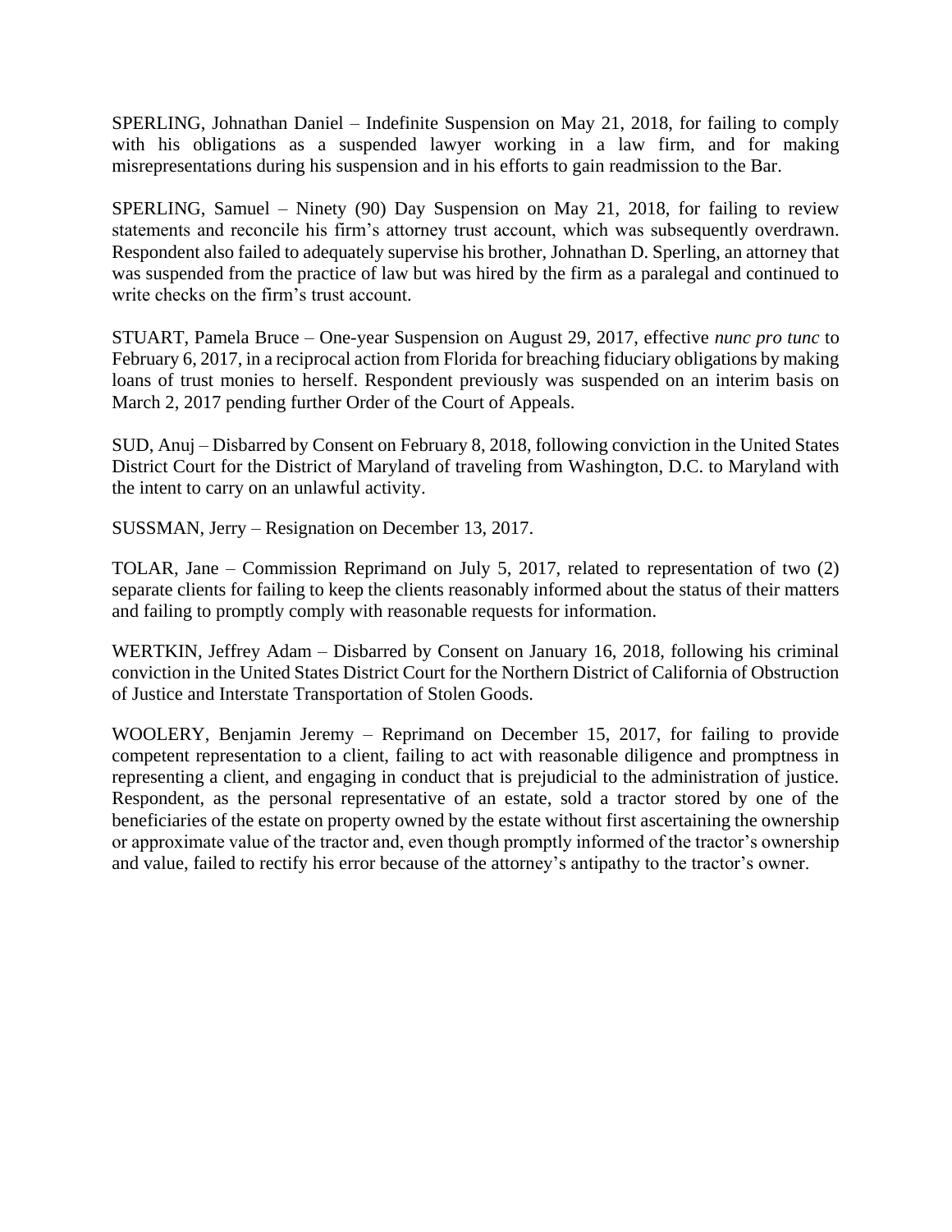SPERLING, Johnathan Daniel – Indefinite Suspension on May 21, 2018, for failing to comply with his obligations as a suspended lawyer working in a law firm, and for making misrepresentations during his suspension and in his efforts to gain readmission to the Bar.

SPERLING, Samuel – Ninety (90) Day Suspension on May 21, 2018, for failing to review statements and reconcile his firm's attorney trust account, which was subsequently overdrawn. Respondent also failed to adequately supervise his brother, Johnathan D. Sperling, an attorney that was suspended from the practice of law but was hired by the firm as a paralegal and continued to write checks on the firm's trust account.

STUART, Pamela Bruce – One-year Suspension on August 29, 2017, effective *nunc pro tunc* to February 6, 2017, in a reciprocal action from Florida for breaching fiduciary obligations by making loans of trust monies to herself. Respondent previously was suspended on an interim basis on March 2, 2017 pending further Order of the Court of Appeals.

SUD, Anuj – Disbarred by Consent on February 8, 2018, following conviction in the United States District Court for the District of Maryland of traveling from Washington, D.C. to Maryland with the intent to carry on an unlawful activity.

SUSSMAN, Jerry – Resignation on December 13, 2017.

TOLAR, Jane – Commission Reprimand on July 5, 2017, related to representation of two (2) separate clients for failing to keep the clients reasonably informed about the status of their matters and failing to promptly comply with reasonable requests for information.

WERTKIN, Jeffrey Adam – Disbarred by Consent on January 16, 2018, following his criminal conviction in the United States District Court for the Northern District of California of Obstruction of Justice and Interstate Transportation of Stolen Goods.

WOOLERY, Benjamin Jeremy – Reprimand on December 15, 2017, for failing to provide competent representation to a client, failing to act with reasonable diligence and promptness in representing a client, and engaging in conduct that is prejudicial to the administration of justice. Respondent, as the personal representative of an estate, sold a tractor stored by one of the beneficiaries of the estate on property owned by the estate without first ascertaining the ownership or approximate value of the tractor and, even though promptly informed of the tractor's ownership and value, failed to rectify his error because of the attorney's antipathy to the tractor's owner.